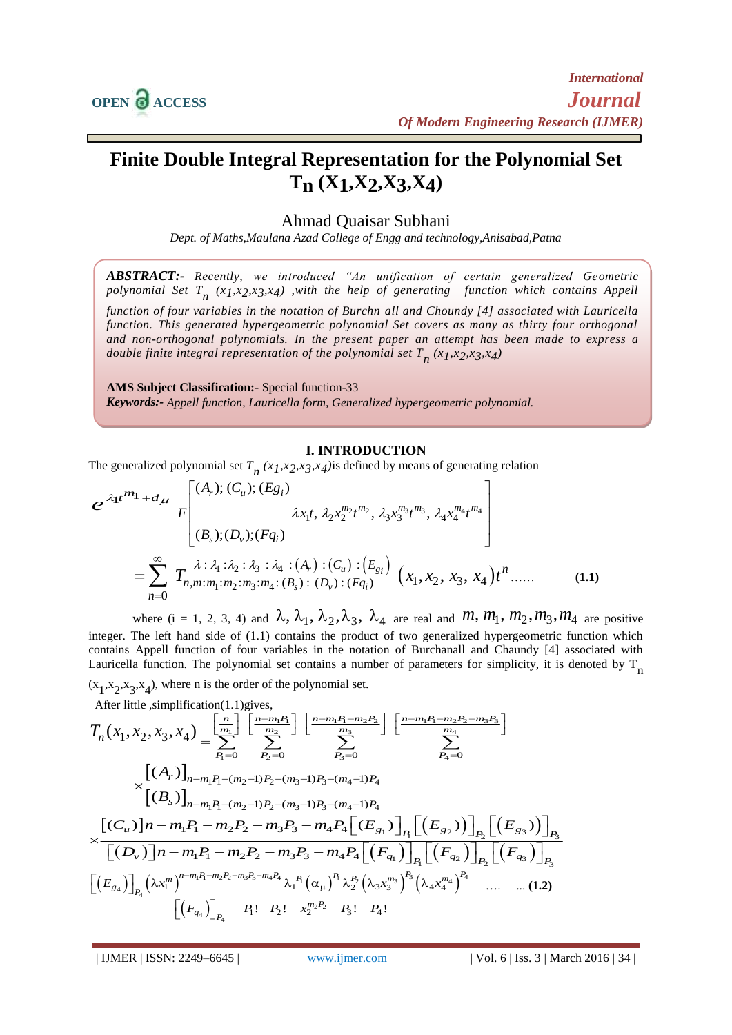# Finite Double Integral Representation for the Polynomial Set $T_n (X_1,X_2,X_3,X_4)$

Ahmad Quaisar Subhani

*Dept. of Maths,Maulana Azad College of Engg and technology,Anisabad,Patna*

***ABSTRACT:-*** *Recently, we introduced "An unification of certain generalized Geometric polynomial Set $T_n$ $(x_1,x_2,x_3,x_4)$ ,with the help of generating function which contains Appell function of four variables in the notation of Burchn all and Choundy [4] associated with Lauricella function. This generated hypergeometric polynomial Set covers as many as thirty four orthogonal and non-orthogonal polynomials. In the present paper an attempt has been made to express a double finite integral representation of the polynomial set $T_n$ $(x_1,x_2,x_3,x_4)$*

**AMS Subject Classification:-** Special function-33

***Keywords:-*** *Appell function, Lauricella form, Generalized hypergeometric polynomial.*

## I. INTRODUCTION

The generalized polynomial set $T_n$ $(x_1,x_2,x_3,x_4)$is defined by means of generating relation

$$e^{\lambda_1 t^{m_1}+d_\mu} F\left[\begin{matrix}(A_r);(C_u);(Eg_i)\\ \\ (B_s);(D_v);(Fq_i)\end{matrix}\ \lambda x_1 t,\ \lambda_2 x_2^{m_2}t^{m_2},\ \lambda_3 x_3^{m_3}t^{m_3},\ \lambda_4 x_4^{m_4}t^{m_4}\right]$$

$$=\sum_{n=0}^{\infty} T_{n,m:m_1:m_2:m_3:m_4:(B_s):(D_v):(Fq_i)}^{\lambda:\lambda_1:\lambda_2:\lambda_3:\lambda_4:(A_r):(C_u):(E_{g_i})}\left(x_1,x_2,x_3,x_4\right)t^n \ \ldots\ldots \qquad \textbf{(1.1)}$$

where (i = 1, 2, 3, 4) and $\lambda, \lambda_1, \lambda_2,\lambda_3, \lambda_4$ are real and $m, m_1, m_2,m_3,m_4$ are positive integer. The left hand side of (1.1) contains the product of two generalized hypergeometric function which contains Appell function of four variables in the notation of Burchanall and Chaundy [4] associated with Lauricella function. The polynomial set contains a number of parameters for simplicity, it is denoted by $T_n$ $(x_1,x_2,x_3,x_4)$, where n is the order of the polynomial set.

After little ,simplification(1.1)gives,

$$T_n(x_1,x_2,x_3,x_4)=\sum_{P_1=0}^{\left[\frac{n}{m_1}\right]}\ \sum_{P_2=0}^{\left[\frac{n-m_1P_1}{m_2}\right]}\ \sum_{P_3=0}^{\left[\frac{n-m_1P_1-m_2P_2}{m_3}\right]}\ \sum_{P_4=0}^{\left[\frac{n-m_1P_1-m_2P_2-m_3P_3}{m_4}\right]}$$

$$\times\frac{\left[(A_r)\right]_{n-m_1P_1-(m_2-1)P_2-(m_3-1)P_3-(m_4-1)P_4}}{\left[(B_s)\right]_{n-m_1P_1-(m_2-1)P_2-(m_3-1)P_3-(m_4-1)P_4}}$$

$$\times\frac{\left[(C_u)\right]n-m_1P_1-m_2P_2-m_3P_3-m_4P_4\left[(E_{g_1})\right]_{P_1}\left[\left(E_{g_2}\right)\right]_{P_2}\left[\left(E_{g_3}\right)\right]_{P_3}}{\left[(D_v)\right]n-m_1P_1-m_2P_2-m_3P_3-m_4P_4\left[\left(F_{q_1}\right)\right]_{P_1}\left[\left(F_{q_2}\right)\right]_{P_2}\left[\left(F_{q_3}\right)\right]_{P_3}}$$

$$\frac{\left[\left(E_{g_4}\right)\right]_{P_4}\left(\lambda x_1^m\right)^{n-m_1P_1-m_2P_2-m_3P_3-m_4P_4}\lambda_1^{P_1}\left(\alpha_\mu\right)^{P_1}\lambda_2^{P_2}\left(\lambda_3 x_3^{m_3}\right)^{P_3}\left(\lambda_4 x_4^{m_4}\right)^{P_4}}{\left[\left(F_{q_4}\right)\right]_{P_4}\quad P_1!\ \ P_2!\ \ x_2^{m_2P_2}\ \ P_3!\ \ P_4!}\quad \ldots.\quad \ldots\ \textbf{(1.2)}$$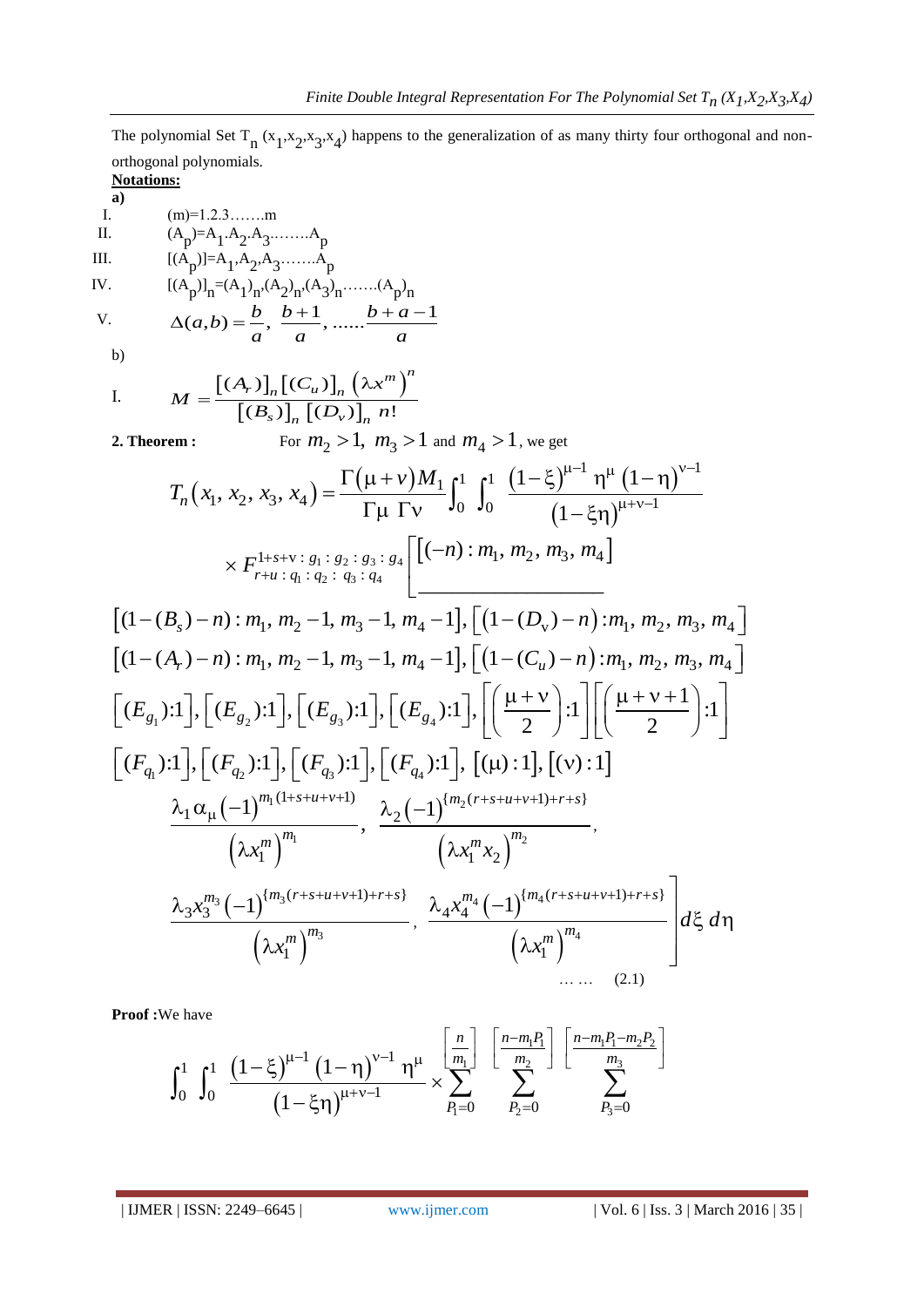The polynomial Set $T_n(x_1,x_2,x_3,x_4)$ happens to the generalization of as many thirty four orthogonal and non-orthogonal polynomials.

**Notations:**

**a)**

I. $(m)=1.2.3\ldots\ldots.m$

II. $(A_p)=A_1.A_2.A_3\ldots\ldots.A_p$

III. $[(A_p)]=A_1,A_2,A_3\ldots\ldots.A_p$

IV. $[(A_p)]_n=(A_1)_n,(A_2)_n,(A_3)_n\ldots\ldots.(A_p)_n$

V. $\Delta(a,b)=\dfrac{b}{a},\ \dfrac{b+1}{a},\ \ldots\ldots\dfrac{b+a-1}{a}$

b)

I. $M=\dfrac{[(A_r)]_n[(C_u)]_n\left(\lambda x^m\right)^n}{[(B_s)]_n\,[(D_v)]_n\;n!}$

**2. Theorem :** For $m_2>1,\ m_3>1$ and $m_4>1$, we get

$$
\begin{aligned}
T_n(x_1,x_2,x_3,x_4)=\frac{\Gamma(\mu+v)M_1}{\Gamma\mu\ \Gamma\nu}\int_0^1\int_0^1 \frac{(1-\xi)^{\mu-1}\,\eta^{\mu}\,(1-\eta)^{\nu-1}}{(1-\xi\eta)^{\mu+\nu-1}}
\times F^{1+s+\text{v}\,:\,g_1:g_2:g_3:g_4}_{r+u\,:\,q_1:q_2:\,q_3:q_4}\Bigg[\frac{[(-n):m_1,m_2,m_3,m_4]}{\phantom{x}}\\
[(1-(B_s)-n):m_1,m_2-1,m_3-1,m_4-1],\left[\left(1-(D_\text{v})-n\right):m_1,m_2,m_3,m_4\right]\\
[(1-(A_r)-n):m_1,m_2-1,m_3-1,m_4-1],\left[\left(1-(C_u)-n\right):m_1,m_2,m_3,m_4\right]\\
\left[(E_{g_1}):1\right],\left[(E_{g_2}):1\right],\left[(E_{g_3}):1\right],\left[(E_{g_4}):1\right],\left[\left(\frac{\mu+\nu}{2}\right):1\right]\left[\left(\frac{\mu+\nu+1}{2}\right):1\right]\\
\left[(F_{q_1}):1\right],\left[(F_{q_2}):1\right],\left[(F_{q_3}):1\right],\left[(F_{q_4}):1\right],\ [(\mu):1],[(\nu):1]\\
\frac{\lambda_1\alpha_\mu(-1)^{m_1(1+s+u+v+1)}}{\left(\lambda x_1^m\right)^{m_1}},\ \frac{\lambda_2(-1)^{\{m_2(r+s+u+v+1)+r+s\}}}{\left(\lambda x_1^m x_2\right)^{m_2}},\\
\frac{\lambda_3 x_3^{m_3}(-1)^{\{m_3(r+s+u+v+1)+r+s\}}}{\left(\lambda x_1^m\right)^{m_3}},\ \frac{\lambda_4 x_4^{m_4}(-1)^{\{m_4(r+s+u+v+1)+r+s\}}}{\left(\lambda x_1^m\right)^{m_4}}\Bigg]d\xi\,d\eta
\end{aligned}
$$

$\ldots\ldots$ (2.1)

**Proof :** We have

$$
\int_0^1\int_0^1 \frac{(1-\xi)^{\mu-1}(1-\eta)^{\nu-1}\,\eta^{\mu}}{(1-\xi\eta)^{\mu+\nu-1}}\times\sum_{P_1=0}^{\left[\frac{n}{m_1}\right]}\ \sum_{P_2=0}^{\left[\frac{n-m_1P_1}{m_2}\right]}\ \sum_{P_3=0}^{\left[\frac{n-m_1P_1-m_2P_2}{m_3}\right]}
$$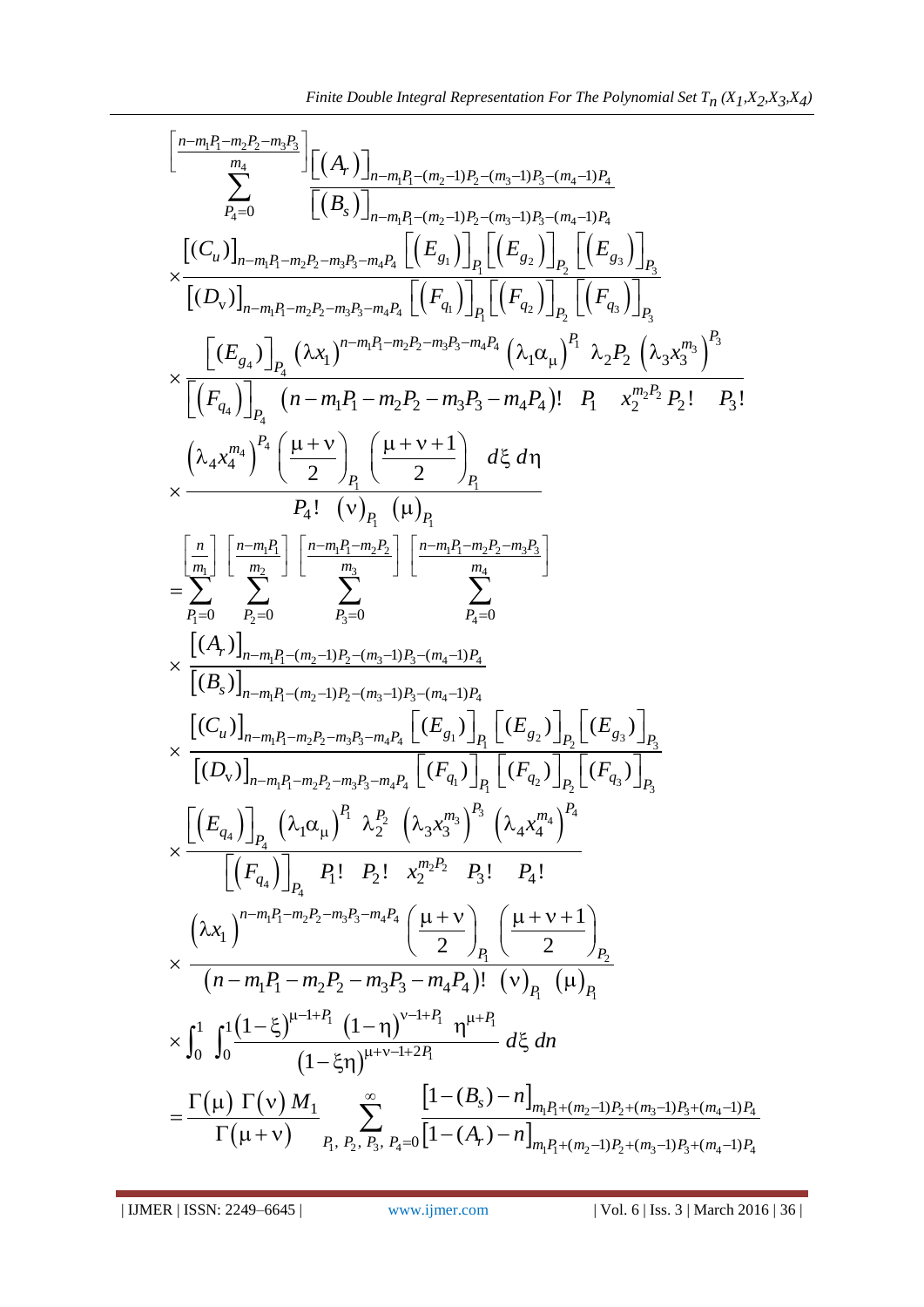$$
\sum_{P_4=0}^{\left[\frac{n-m_1P_1-m_2P_2-m_3P_3}{m_4}\right]} \frac{\left[\left(A_r\right)\right]_{n-m_1P_1-(m_2-1)P_2-(m_3-1)P_3-(m_4-1)P_4}}{\left[\left(B_s\right)\right]_{n-m_1P_1-(m_2-1)P_2-(m_3-1)P_3-(m_4-1)P_4}}
$$

$$
\times \frac{\left[(C_u)\right]_{n-m_1P_1-m_2P_2-m_3P_3-m_4P_4} \left[\left(E_{g_1}\right)\right]_{P_1} \left[\left(E_{g_2}\right)\right]_{P_2} \left[\left(E_{g_3}\right)\right]_{P_3}}{\left[(D_v)\right]_{n-m_1P_1-m_2P_2-m_3P_3-m_4P_4} \left[\left(F_{q_1}\right)\right]_{P_1} \left[\left(F_{q_2}\right)\right]_{P_2} \left[\left(F_{q_3}\right)\right]_{P_3}}
$$

$$
\times \frac{\left[(E_{g_4})\right]_{P_4} \left(\lambda x_1\right)^{n-m_1P_1-m_2P_2-m_3P_3-m_4P_4} \left(\lambda_1 \alpha_\mu\right)^{P_1} \ \lambda_2 P_2 \left(\lambda_3 x_3^{m_3}\right)^{P_3}}{\left[\left(F_{q_4}\right)\right]_{P_4} \ (n-m_1P_1-m_2P_2-m_3P_3-m_4P_4)! \ \ P_1 \ \ x_2^{m_2P_2} P_2! \ \ P_3!}
$$

$$
\times \frac{\left(\lambda_4 x_4^{m_4}\right)^{P_4} \left(\frac{\mu+\nu}{2}\right)_{P_1} \left(\frac{\mu+\nu+1}{2}\right)_{P_1} \ d\xi \, d\eta}{P_4! \ \left(\nu\right)_{P_1} \ \left(\mu\right)_{P_1}}
$$

$$
= \sum_{P_1=0}^{\left[\frac{n}{m_1}\right]} \ \sum_{P_2=0}^{\left[\frac{n-m_1P_1}{m_2}\right]} \ \sum_{P_3=0}^{\left[\frac{n-m_1P_1-m_2P_2}{m_3}\right]} \ \sum_{P_4=0}^{\left[\frac{n-m_1P_1-m_2P_2-m_3P_3}{m_4}\right]}
$$

$$
\times \frac{\left[(A_r)\right]_{n-m_1P_1-(m_2-1)P_2-(m_3-1)P_3-(m_4-1)P_4}}{\left[(B_s)\right]_{n-m_1P_1-(m_2-1)P_2-(m_3-1)P_3-(m_4-1)P_4}}
$$

$$
\times \frac{\left[(C_u)\right]_{n-m_1P_1-m_2P_2-m_3P_3-m_4P_4} \left[(E_{g_1})\right]_{P_1} \left[(E_{g_2})\right]_{P_2} \left[(E_{g_3})\right]_{P_3}}{\left[(D_v)\right]_{n-m_1P_1-m_2P_2-m_3P_3-m_4P_4} \left[(F_{q_1})\right]_{P_1} \left[(F_{q_2})\right]_{P_2} \left[(F_{q_3})\right]_{P_3}}
$$

$$
\times \frac{\left[\left(E_{q_4}\right)\right]_{P_4} \left(\lambda_1 \alpha_\mu\right)^{P_1} \ \lambda_2^{P_2} \ \left(\lambda_3 x_3^{m_3}\right)^{P_3} \left(\lambda_4 x_4^{m_4}\right)^{P_4}}{\left[\left(F_{q_4}\right)\right]_{P_4} \ P_1! \ \ P_2! \ \ x_2^{m_2P_2} \ \ P_3! \ \ P_4!}
$$

$$
\times \frac{\left(\lambda x_1\right)^{n-m_1P_1-m_2P_2-m_3P_3-m_4P_4} \left(\frac{\mu+\nu}{2}\right)_{P_1} \left(\frac{\mu+\nu+1}{2}\right)_{P_2}}{\left(n-m_1P_1-m_2P_2-m_3P_3-m_4P_4\right)! \ \left(\nu\right)_{P_1} \ \left(\mu\right)_{P_1}}
$$

$$
\times \int_0^1 \int_0^1 \frac{\left(1-\xi\right)^{\mu-1+P_1} \left(1-\eta\right)^{\nu-1+P_1} \ \eta^{\mu+P_1}}{\left(1-\xi\eta\right)^{\mu+\nu-1+2P_1}} \ d\xi \ dn
$$

$$
= \frac{\Gamma(\mu) \ \Gamma(\nu) \ M_1}{\Gamma(\mu+\nu)} \sum_{P_1,\ P_2,\ P_3,\ P_4=0}^{\infty} \frac{\left[1-(B_s)-n\right]_{m_1P_1+(m_2-1)P_2+(m_3-1)P_3+(m_4-1)P_4}}{\left[1-(A_r)-n\right]_{m_1P_1+(m_2-1)P_2+(m_3-1)P_3+(m_4-1)P_4}}
$$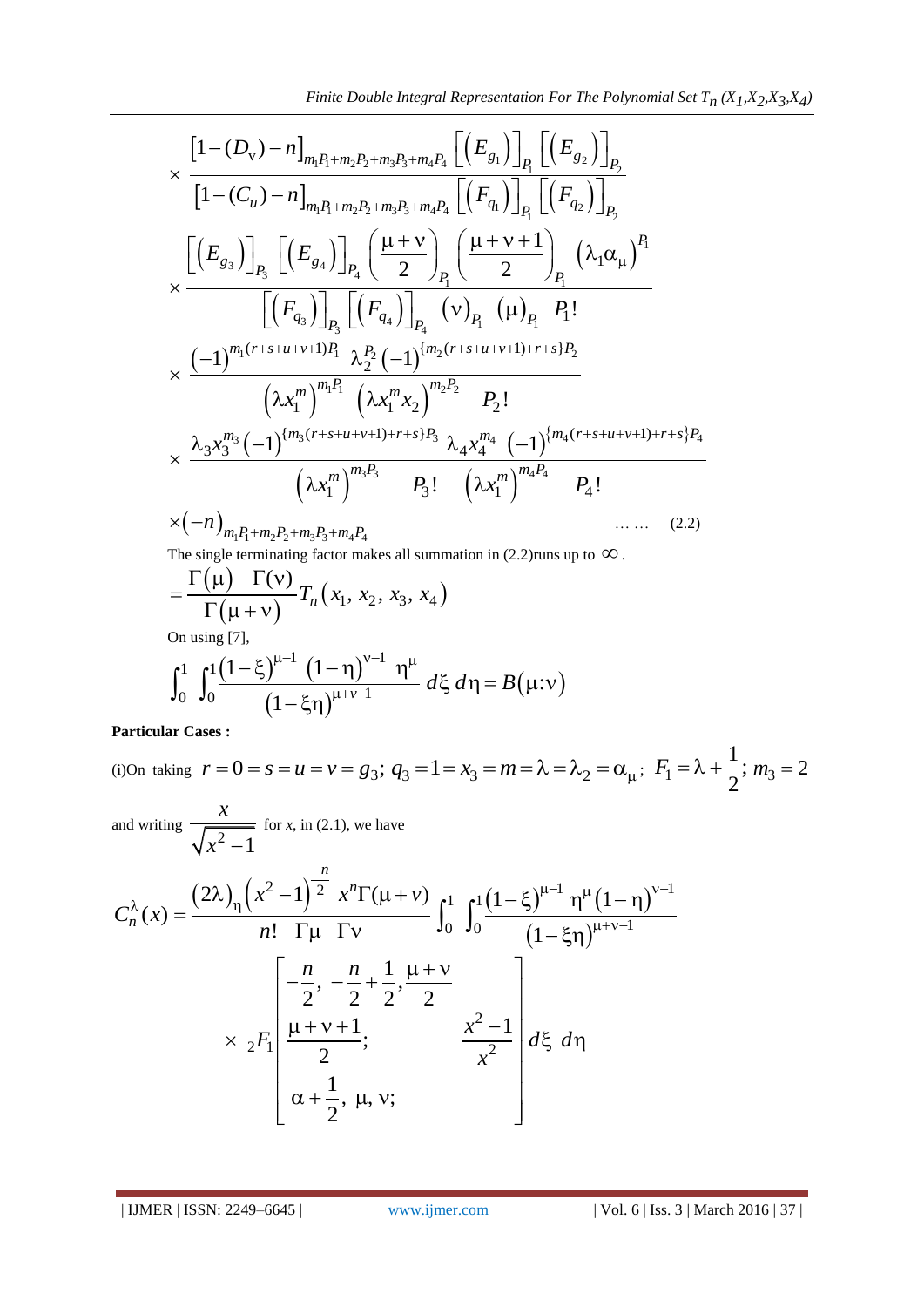$$
\times \frac{\left[1-(D_{\mathrm{v}})-n\right]_{m_1P_1+m_2P_2+m_3P_3+m_4P_4}\left[\left(E_{g_1}\right)\right]_{P_1}\left[\left(E_{g_2}\right)\right]_{P_2}}{\left[1-(C_u)-n\right]_{m_1P_1+m_2P_2+m_3P_3+m_4P_4}\left[\left(F_{q_1}\right)\right]_{P_1}\left[\left(F_{q_2}\right)\right]_{P_2}}
$$

$$
\times \frac{\left[\left(E_{g_3}\right)\right]_{P_3}\left[\left(E_{g_4}\right)\right]_{P_4}\left(\frac{\mu+\nu}{2}\right)_{P_1}\left(\frac{\mu+\nu+1}{2}\right)_{P_1}\left(\lambda_1\alpha_\mu\right)^{P_1}}{\left[\left(F_{q_3}\right)\right]_{P_3}\left[\left(F_{q_4}\right)\right]_{P_4}(\nu)_{P_1}(\mu)_{P_1}P_1!}
$$

$$
\times \frac{(-1)^{m_1(r+s+u+v+1)P_1}\lambda_2^{P_2}(-1)^{\{m_2(r+s+u+v+1)+r+s\}P_2}}{\left(\lambda x_1^m\right)^{m_1P_1}\left(\lambda x_1^m x_2\right)^{m_2P_2}P_2!}
$$

$$
\times \frac{\lambda_3 x_3^{m_3}(-1)^{\{m_3(r+s+u+v+1)+r+s\}P_3}\lambda_4 x_4^{m_4}(-1)^{\{m_4(r+s+u+v+1)+r+s\}P_4}}{\left(\lambda x_1^m\right)^{m_3P_3}P_3!\left(\lambda x_1^m\right)^{m_4P_4}P_4!}
$$

$$
\times(-n)_{m_1P_1+m_2P_2+m_3P_3+m_4P_4} \qquad \ldots\ldots \quad (2.2)
$$

The single terminating factor makes all summation in (2.2)runs up to $\infty$.

$$
=\frac{\Gamma(\mu)\ \Gamma(\nu)}{\Gamma(\mu+\nu)}T_n\left(x_1, x_2, x_3, x_4\right)
$$

On using [7],

$$
\int_0^1\int_0^1\frac{(1-\xi)^{\mu-1}(1-\eta)^{\nu-1}\eta^\mu}{(1-\xi\eta)^{\mu+\nu-1}}\,d\xi\,d\eta = B(\mu{:}\nu)
$$

**Particular Cases :**

(i)On taking $r=0=s=u=v=g_3;\ q_3=1=x_3=m=\lambda=\lambda_2=\alpha_\mu;\ F_1=\lambda+\frac{1}{2};\ m_3=2$

and writing $\frac{x}{\sqrt{x^2-1}}$ for *x*, in (2.1), we have

$$
C_n^\lambda(x)=\frac{(2\lambda)_\eta\left(x^2-1\right)^{\frac{-n}{2}}x^n\Gamma(\mu+\nu)}{n!\ \Gamma\mu\ \Gamma\nu}\int_0^1\int_0^1\frac{(1-\xi)^{\mu-1}\eta^\mu(1-\eta)^{\nu-1}}{(1-\xi\eta)^{\mu+\nu-1}}
$$

$$
\times\ {}_2F_1\left[\begin{matrix}-\frac{n}{2},\ -\frac{n}{2}+\frac{1}{2},\frac{\mu+\nu}{2} & \\ \frac{\mu+\nu+1}{2}; & \frac{x^2-1}{x^2} \\ \alpha+\frac{1}{2},\ \mu,\ \nu; & \end{matrix}\right]d\xi\ d\eta
$$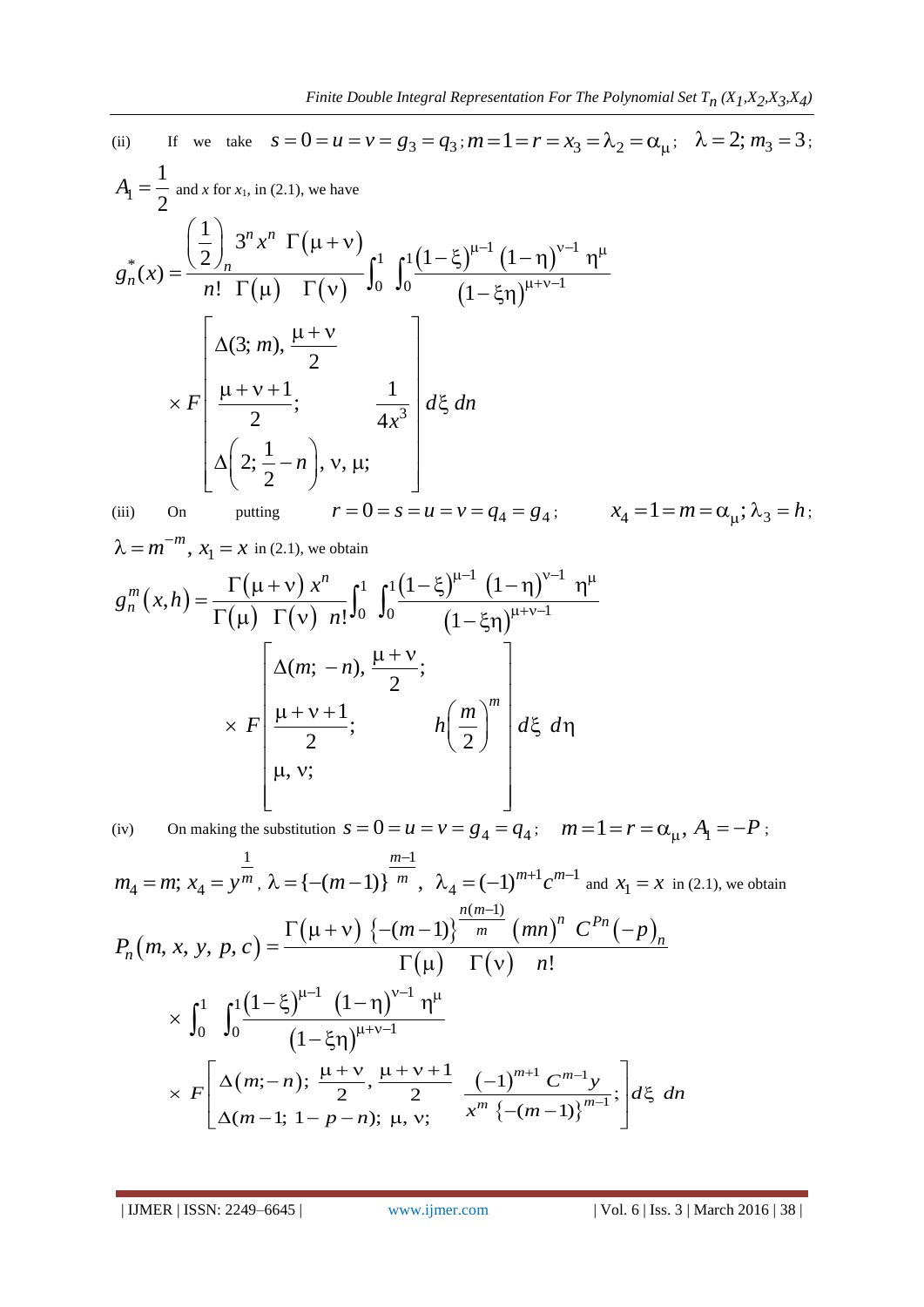(ii) If we take $s = 0 = u = v = g_3 = q_3 ; m = 1 = r = x_3 = \lambda_2 = \alpha_\mu ;\ \lambda = 2; m_3 = 3 ;$ $A_1 = \frac{1}{2}$ and $x$ for $x_1$, in (2.1), we have

$$g_n^*(x) = \frac{\left(\frac{1}{2}\right)_n 3^n x^n \ \Gamma(\mu + \nu)}{n! \ \Gamma(\mu) \ \ \Gamma(\nu)} \int_0^1 \int_0^1 \frac{(1-\xi)^{\mu-1} (1-\eta)^{\nu-1} \ \eta^\mu}{(1-\xi\eta)^{\mu+\nu-1}}$$

$$\times F \left[ \begin{matrix} \Delta(3;\, m),\, \frac{\mu+\nu}{2} \\ \frac{\mu+\nu+1}{2}; \\ \Delta\left(2;\, \frac{1}{2} - n\right),\, \nu,\, \mu; \end{matrix} \quad \frac{1}{4x^3} \right] d\xi \ dn$$

(iii) On putting $r = 0 = s = u = v = q_4 = g_4 ;$ $\quad x_4 = 1 = m = \alpha_\mu ; \lambda_3 = h ;$ $\lambda = m^{-m},\ x_1 = x$ in (2.1), we obtain

$$g_n^m(x,h) = \frac{\Gamma(\mu+\nu)\ x^n}{\Gamma(\mu) \ \ \Gamma(\nu) \ \ n!} \int_0^1 \int_0^1 \frac{(1-\xi)^{\mu-1} \ (1-\eta)^{\nu-1} \ \ \eta^\mu}{(1-\xi\eta)^{\mu+\nu-1}}$$

$$\times \ F \left[ \begin{matrix} \Delta(m;\, -n),\, \frac{\mu+\nu}{2}; \\ \frac{\mu+\nu+1}{2}; \\ \mu,\, \nu; \end{matrix} \quad h\left(\frac{m}{2}\right)^m \right] d\xi \ \ d\eta$$

(iv) On making the substitution $s = 0 = u = v = g_4 = q_4 ; \quad m = 1 = r = \alpha_\mu ,\ A_1 = -P ;$ $m_4 = m;\ x_4 = y^{\frac{1}{m}} ,\ \lambda = \{-(m-1)\}^{\frac{m-1}{m}} ,\ \ \lambda_4 = (-1)^{m+1} c^{m-1}$ and $x_1 = x$ in (2.1), we obtain

$$P_n(m,\, x,\, y,\, p,\, c) = \frac{\Gamma(\mu+\nu) \ \{-(m-1)\}^{\frac{n(m-1)}{m}} \ (mn)^n \ \ C^{Pn} (-p)_n}{\Gamma(\mu) \quad \Gamma(\nu) \quad n!}$$

$$\times \int_0^1 \ \int_0^1 \frac{(1-\xi)^{\mu-1} \ \ (1-\eta)^{\nu-1} \ \eta^\mu}{(1-\xi\eta)^{\mu+\nu-1}}$$

$$\times \ F \left[ \begin{matrix} \Delta(m;-n);\ \frac{\mu+\nu}{2},\ \frac{\mu+\nu+1}{2} \\ \Delta(m-1;\ 1-p-n);\ \mu,\ \nu; \end{matrix} \quad \frac{(-1)^{m+1} \ C^{m-1} y}{x^m \ \{-(m-1)\}^{m-1}}; \right] d\xi \ \ dn$$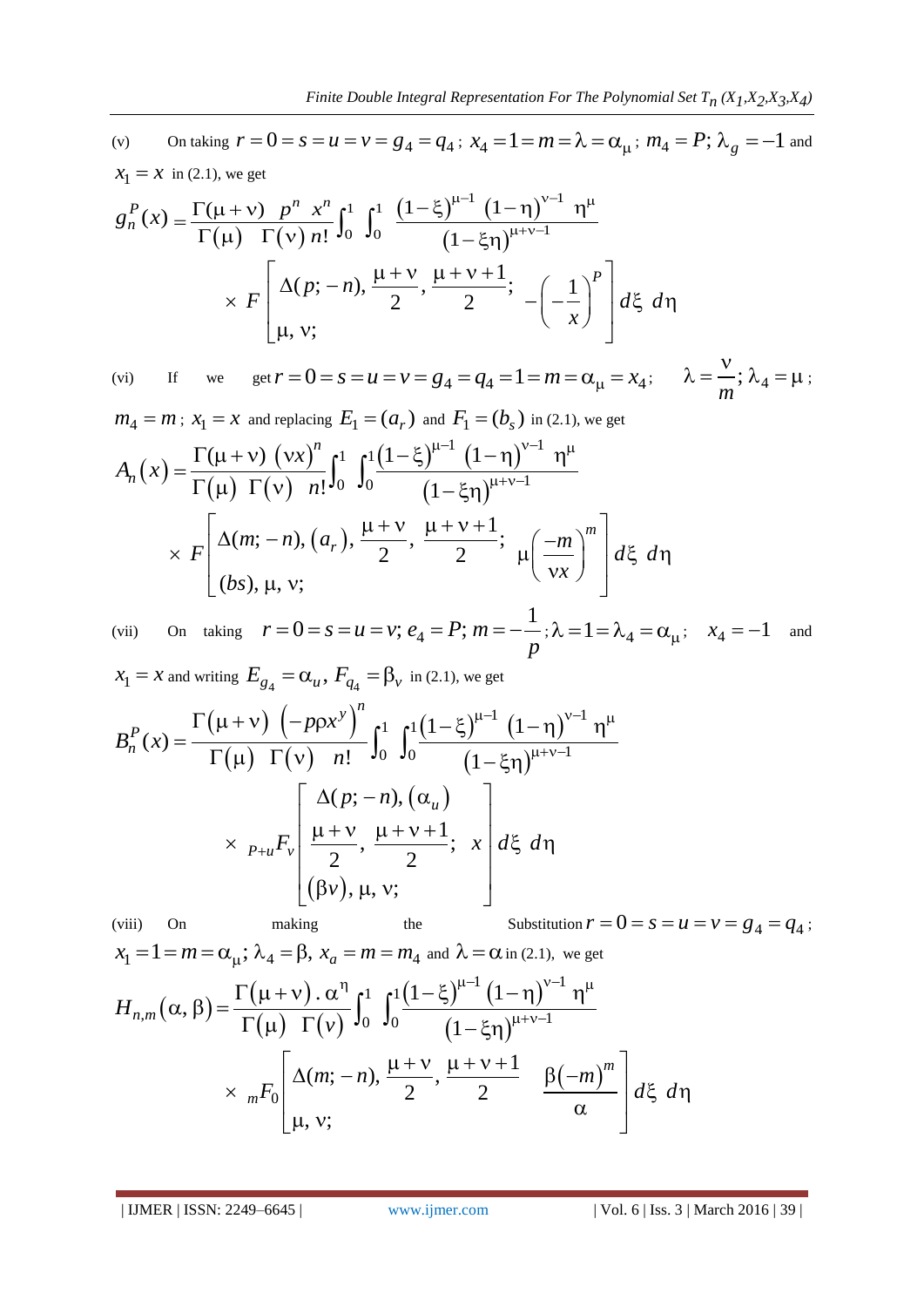(v) On taking $r = 0 = s = u = v = g_4 = q_4$ ; $x_4 = 1 = m = \lambda = \alpha_\mu$ ; $m_4 = P$; $\lambda_g = -1$ and $x_1 = x$ in (2.1), we get

$$g_n^P(x) = \frac{\Gamma(\mu+\nu)\ \ p^n\ \ x^n}{\Gamma(\mu)\ \ \Gamma(\nu)\ n!} \int_0^1 \int_0^1 \frac{(1-\xi)^{\mu-1}\ (1-\eta)^{\nu-1}\ \eta^{\mu}}{(1-\xi\eta)^{\mu+\nu-1}} \times F\left[\begin{matrix}\Delta(p;-n), \frac{\mu+\nu}{2}, \frac{\mu+\nu+1}{2}; \\ \mu, \nu;\end{matrix}\ -\left(-\frac{1}{x}\right)^P\right] d\xi\ d\eta$$

(vi) If we get $r = 0 = s = u = v = g_4 = q_4 = 1 = m = \alpha_\mu = x_4$; $\lambda = \frac{\nu}{m}$; $\lambda_4 = \mu$ ; $m_4 = m$ ; $x_1 = x$ and replacing $E_1 = (a_r)$ and $F_1 = (b_s)$ in (2.1), we get

$$A_n(x) = \frac{\Gamma(\mu+\nu)\ (\nu x)^n}{\Gamma(\mu)\ \Gamma(\nu)\ \ n!} \int_0^1 \int_0^1 \frac{(1-\xi)^{\mu-1}\ (1-\eta)^{\nu-1}\ \eta^{\mu}}{(1-\xi\eta)^{\mu+\nu-1}} \times F\left[\begin{matrix}\Delta(m;-n), (a_r), \frac{\mu+\nu}{2}, \frac{\mu+\nu+1}{2}; \\ (bs), \mu, \nu;\end{matrix}\ \mu\left(\frac{-m}{\nu x}\right)^m\right] d\xi\ d\eta$$

(vii) On taking $r = 0 = s = u = v$; $e_4 = P$; $m = -\frac{1}{p}$; $\lambda = 1 = \lambda_4 = \alpha_\mu$; $x_4 = -1$ and $x_1 = x$ and writing $E_{g_4} = \alpha_u$, $F_{q_4} = \beta_v$ in (2.1), we get

$$B_n^P(x) = \frac{\Gamma(\mu+\nu)\ \left(-p\rho x^y\right)^n}{\Gamma(\mu)\ \Gamma(\nu)\ \ n!} \int_0^1 \int_0^1 \frac{(1-\xi)^{\mu-1}\ (1-\eta)^{\nu-1}\ \eta^{\mu}}{(1-\xi\eta)^{\mu+\nu-1}} \times {}_{P+u}F_v\left[\begin{matrix}\Delta(p;-n), (\alpha_u) \\ \frac{\mu+\nu}{2}, \frac{\mu+\nu+1}{2}; \\ (\beta v), \mu, \nu;\end{matrix}\ x\right] d\xi\ d\eta$$

(viii) On making the Substitution $r = 0 = s = u = v = g_4 = q_4$ ; $x_1 = 1 = m = \alpha_\mu$; $\lambda_4 = \beta$, $x_a = m = m_4$ and $\lambda = \alpha$ in (2.1), we get

$$H_{n,m}(\alpha,\beta) = \frac{\Gamma(\mu+\nu)\,.\,\alpha^{\eta}}{\Gamma(\mu)\ \ \Gamma(\nu)} \int_0^1 \int_0^1 \frac{(1-\xi)^{\mu-1}\ (1-\eta)^{\nu-1}\ \eta^{\mu}}{(1-\xi\eta)^{\mu+\nu-1}} \times {}_mF_0\left[\begin{matrix}\Delta(m;-n), \frac{\mu+\nu}{2}, \frac{\mu+\nu+1}{2} \\ \mu, \nu;\end{matrix}\ \ \frac{\beta(-m)^m}{\alpha}\right] d\xi\ d\eta$$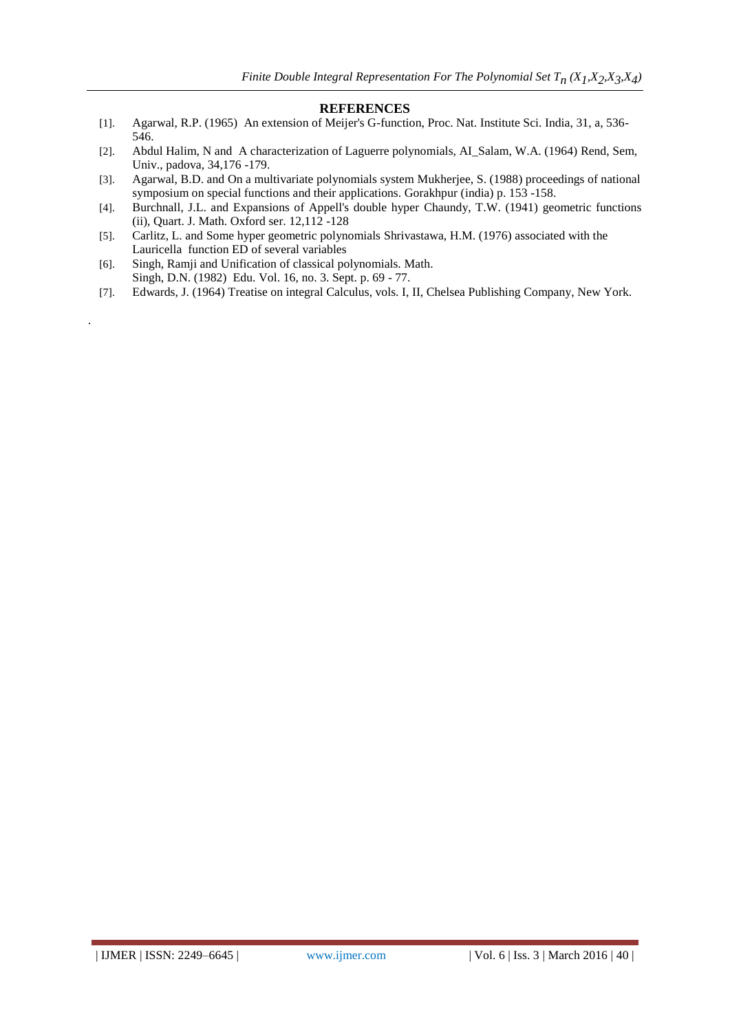## REFERENCES

[1]. Agarwal, R.P. (1965) An extension of Meijer's G-function, Proc. Nat. Institute Sci. India, 31, a, 536-546.

[2]. Abdul Halim, N and A characterization of Laguerre polynomials, AI_Salam, W.A. (1964) Rend, Sem, Univ., padova, 34,176 -179.

[3]. Agarwal, B.D. and On a multivariate polynomials system Mukherjee, S. (1988) proceedings of national symposium on special functions and their applications. Gorakhpur (india) p. 153 -158.

[4]. Burchnall, J.L. and Expansions of Appell's double hyper Chaundy, T.W. (1941) geometric functions (ii), Quart. J. Math. Oxford ser. 12,112 -128

[5]. Carlitz, L. and Some hyper geometric polynomials Shrivastawa, H.M. (1976) associated with the Lauricella function ED of several variables

[6]. Singh, Ramji and Unification of classical polynomials. Math. Singh, D.N. (1982) Edu. Vol. 16, no. 3. Sept. p. 69 - 77.

[7]. Edwards, J. (1964) Treatise on integral Calculus, vols. I, II, Chelsea Publishing Company, New York.